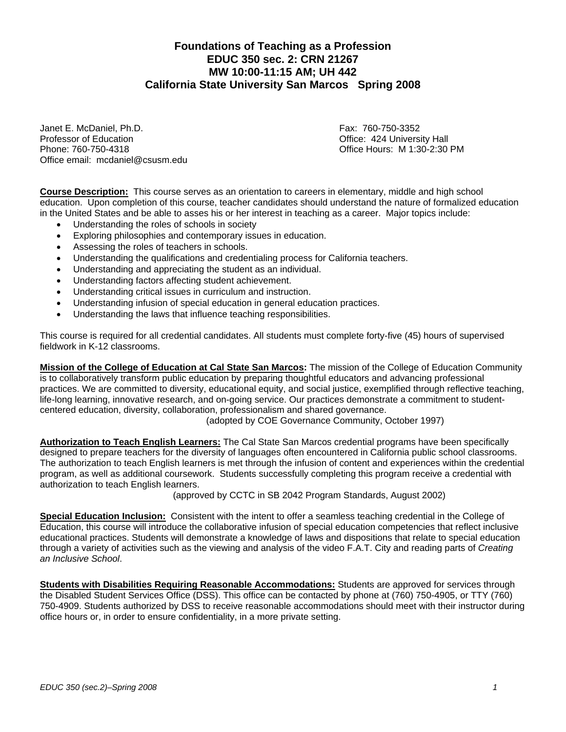# Foundations of Teaching as a Profession
## EDUC 350 sec. 2: CRN 21267
## MW 10:00-11:15 AM; UH 442
## California State University San Marcos Spring 2008

Janet E. McDaniel, Ph.D.
Professor of Education
Phone: 760-750-4318
Office email: mcdaniel@csusm.edu

Fax: 760-750-3352
Office: 424 University Hall
Office Hours: M 1:30-2:30 PM

**Course Description:** This course serves as an orientation to careers in elementary, middle and high school education. Upon completion of this course, teacher candidates should understand the nature of formalized education in the United States and be able to asses his or her interest in teaching as a career. Major topics include:

- Understanding the roles of schools in society
- Exploring philosophies and contemporary issues in education.
- Assessing the roles of teachers in schools.
- Understanding the qualifications and credentialing process for California teachers.
- Understanding and appreciating the student as an individual.
- Understanding factors affecting student achievement.
- Understanding critical issues in curriculum and instruction.
- Understanding infusion of special education in general education practices.
- Understanding the laws that influence teaching responsibilities.

This course is required for all credential candidates. All students must complete forty-five (45) hours of supervised fieldwork in K-12 classrooms.

**Mission of the College of Education at Cal State San Marcos:** The mission of the College of Education Community is to collaboratively transform public education by preparing thoughtful educators and advancing professional practices. We are committed to diversity, educational equity, and social justice, exemplified through reflective teaching, life-long learning, innovative research, and on-going service. Our practices demonstrate a commitment to student-centered education, diversity, collaboration, professionalism and shared governance.

(adopted by COE Governance Community, October 1997)

**Authorization to Teach English Learners:** The Cal State San Marcos credential programs have been specifically designed to prepare teachers for the diversity of languages often encountered in California public school classrooms. The authorization to teach English learners is met through the infusion of content and experiences within the credential program, as well as additional coursework. Students successfully completing this program receive a credential with authorization to teach English learners.

(approved by CCTC in SB 2042 Program Standards, August 2002)

**Special Education Inclusion:** Consistent with the intent to offer a seamless teaching credential in the College of Education, this course will introduce the collaborative infusion of special education competencies that reflect inclusive educational practices. Students will demonstrate a knowledge of laws and dispositions that relate to special education through a variety of activities such as the viewing and analysis of the video F.A.T. City and reading parts of *Creating an Inclusive School*.

**Students with Disabilities Requiring Reasonable Accommodations:** Students are approved for services through the Disabled Student Services Office (DSS). This office can be contacted by phone at (760) 750-4905, or TTY (760) 750-4909. Students authorized by DSS to receive reasonable accommodations should meet with their instructor during office hours or, in order to ensure confidentiality, in a more private setting.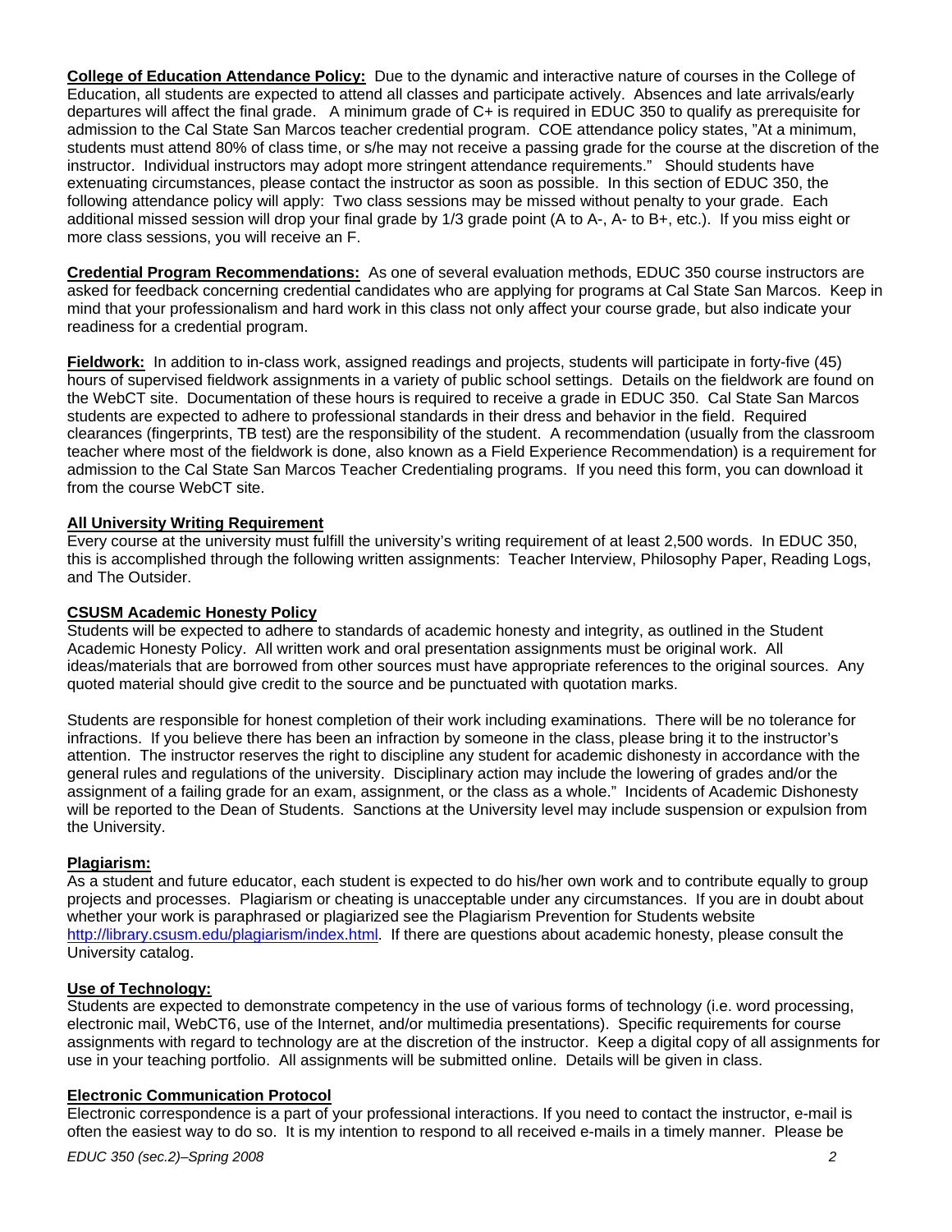**College of Education Attendance Policy:** Due to the dynamic and interactive nature of courses in the College of Education, all students are expected to attend all classes and participate actively. Absences and late arrivals/early departures will affect the final grade. A minimum grade of C+ is required in EDUC 350 to qualify as prerequisite for admission to the Cal State San Marcos teacher credential program. COE attendance policy states, "At a minimum, students must attend 80% of class time, or s/he may not receive a passing grade for the course at the discretion of the instructor. Individual instructors may adopt more stringent attendance requirements." Should students have extenuating circumstances, please contact the instructor as soon as possible. In this section of EDUC 350, the following attendance policy will apply: Two class sessions may be missed without penalty to your grade. Each additional missed session will drop your final grade by 1/3 grade point (A to A-, A- to B+, etc.). If you miss eight or more class sessions, you will receive an F.

**Credential Program Recommendations:** As one of several evaluation methods, EDUC 350 course instructors are asked for feedback concerning credential candidates who are applying for programs at Cal State San Marcos. Keep in mind that your professionalism and hard work in this class not only affect your course grade, but also indicate your readiness for a credential program.

**Fieldwork:** In addition to in-class work, assigned readings and projects, students will participate in forty-five (45) hours of supervised fieldwork assignments in a variety of public school settings. Details on the fieldwork are found on the WebCT site. Documentation of these hours is required to receive a grade in EDUC 350. Cal State San Marcos students are expected to adhere to professional standards in their dress and behavior in the field. Required clearances (fingerprints, TB test) are the responsibility of the student. A recommendation (usually from the classroom teacher where most of the fieldwork is done, also known as a Field Experience Recommendation) is a requirement for admission to the Cal State San Marcos Teacher Credentialing programs. If you need this form, you can download it from the course WebCT site.

**All University Writing Requirement**

Every course at the university must fulfill the university's writing requirement of at least 2,500 words. In EDUC 350, this is accomplished through the following written assignments: Teacher Interview, Philosophy Paper, Reading Logs, and The Outsider.

**CSUSM Academic Honesty Policy**

Students will be expected to adhere to standards of academic honesty and integrity, as outlined in the Student Academic Honesty Policy. All written work and oral presentation assignments must be original work. All ideas/materials that are borrowed from other sources must have appropriate references to the original sources. Any quoted material should give credit to the source and be punctuated with quotation marks.

Students are responsible for honest completion of their work including examinations. There will be no tolerance for infractions. If you believe there has been an infraction by someone in the class, please bring it to the instructor's attention. The instructor reserves the right to discipline any student for academic dishonesty in accordance with the general rules and regulations of the university. Disciplinary action may include the lowering of grades and/or the assignment of a failing grade for an exam, assignment, or the class as a whole." Incidents of Academic Dishonesty will be reported to the Dean of Students. Sanctions at the University level may include suspension or expulsion from the University.

**Plagiarism:**

As a student and future educator, each student is expected to do his/her own work and to contribute equally to group projects and processes. Plagiarism or cheating is unacceptable under any circumstances. If you are in doubt about whether your work is paraphrased or plagiarized see the Plagiarism Prevention for Students website http://library.csusm.edu/plagiarism/index.html. If there are questions about academic honesty, please consult the University catalog.

**Use of Technology:**

Students are expected to demonstrate competency in the use of various forms of technology (i.e. word processing, electronic mail, WebCT6, use of the Internet, and/or multimedia presentations). Specific requirements for course assignments with regard to technology are at the discretion of the instructor. Keep a digital copy of all assignments for use in your teaching portfolio. All assignments will be submitted online. Details will be given in class.

**Electronic Communication Protocol**

Electronic correspondence is a part of your professional interactions. If you need to contact the instructor, e-mail is often the easiest way to do so. It is my intention to respond to all received e-mails in a timely manner. Please be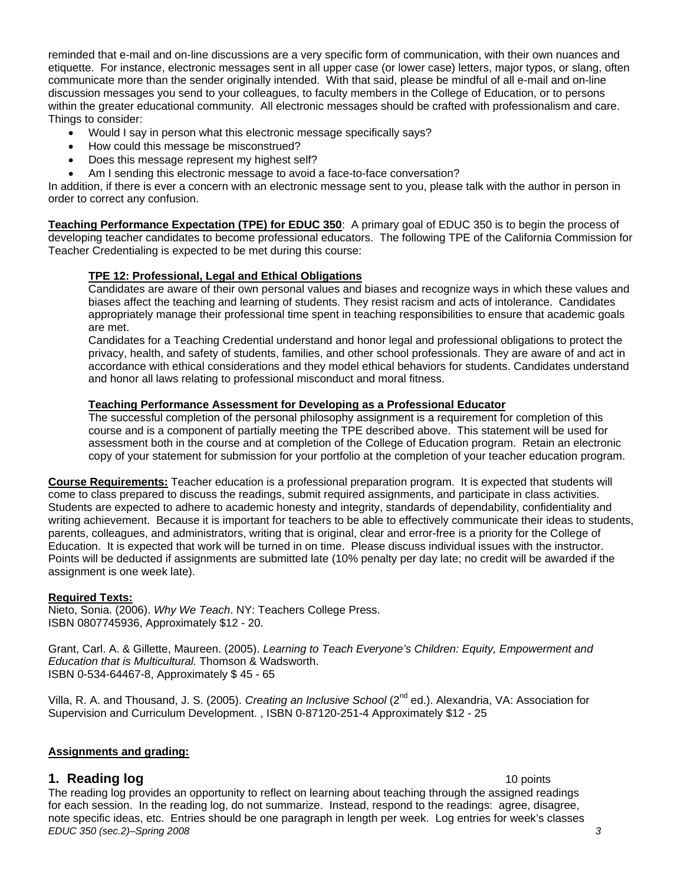reminded that e-mail and on-line discussions are a very specific form of communication, with their own nuances and etiquette. For instance, electronic messages sent in all upper case (or lower case) letters, major typos, or slang, often communicate more than the sender originally intended. With that said, please be mindful of all e-mail and on-line discussion messages you send to your colleagues, to faculty members in the College of Education, or to persons within the greater educational community. All electronic messages should be crafted with professionalism and care. Things to consider:

- Would I say in person what this electronic message specifically says?
- How could this message be misconstrued?
- Does this message represent my highest self?
- Am I sending this electronic message to avoid a face-to-face conversation?

In addition, if there is ever a concern with an electronic message sent to you, please talk with the author in person in order to correct any confusion.

**Teaching Performance Expectation (TPE) for EDUC 350**: A primary goal of EDUC 350 is to begin the process of developing teacher candidates to become professional educators. The following TPE of the California Commission for Teacher Credentialing is expected to be met during this course:

**TPE 12: Professional, Legal and Ethical Obligations**

Candidates are aware of their own personal values and biases and recognize ways in which these values and biases affect the teaching and learning of students. They resist racism and acts of intolerance. Candidates appropriately manage their professional time spent in teaching responsibilities to ensure that academic goals are met.

Candidates for a Teaching Credential understand and honor legal and professional obligations to protect the privacy, health, and safety of students, families, and other school professionals. They are aware of and act in accordance with ethical considerations and they model ethical behaviors for students. Candidates understand and honor all laws relating to professional misconduct and moral fitness.

**Teaching Performance Assessment for Developing as a Professional Educator**

The successful completion of the personal philosophy assignment is a requirement for completion of this course and is a component of partially meeting the TPE described above. This statement will be used for assessment both in the course and at completion of the College of Education program. Retain an electronic copy of your statement for submission for your portfolio at the completion of your teacher education program.

**Course Requirements:** Teacher education is a professional preparation program. It is expected that students will come to class prepared to discuss the readings, submit required assignments, and participate in class activities. Students are expected to adhere to academic honesty and integrity, standards of dependability, confidentiality and writing achievement. Because it is important for teachers to be able to effectively communicate their ideas to students, parents, colleagues, and administrators, writing that is original, clear and error-free is a priority for the College of Education. It is expected that work will be turned in on time. Please discuss individual issues with the instructor. Points will be deducted if assignments are submitted late (10% penalty per day late; no credit will be awarded if the assignment is one week late).

**Required Texts:**

Nieto, Sonia. (2006). *Why We Teach*. NY: Teachers College Press.
ISBN 0807745936, Approximately $12 - 20.

Grant, Carl. A. & Gillette, Maureen. (2005). *Learning to Teach Everyone's Children: Equity, Empowerment and Education that is Multicultural.* Thomson & Wadsworth.
ISBN 0-534-64467-8, Approximately $ 45 - 65

Villa, R. A. and Thousand, J. S. (2005). *Creating an Inclusive School* (2nd ed.). Alexandria, VA: Association for Supervision and Curriculum Development. , ISBN 0-87120-251-4 Approximately $12 - 25

**Assignments and grading:**

## 1. Reading log — 10 points

The reading log provides an opportunity to reflect on learning about teaching through the assigned readings for each session. In the reading log, do not summarize. Instead, respond to the readings: agree, disagree, note specific ideas, etc. Entries should be one paragraph in length per week. Log entries for week's classes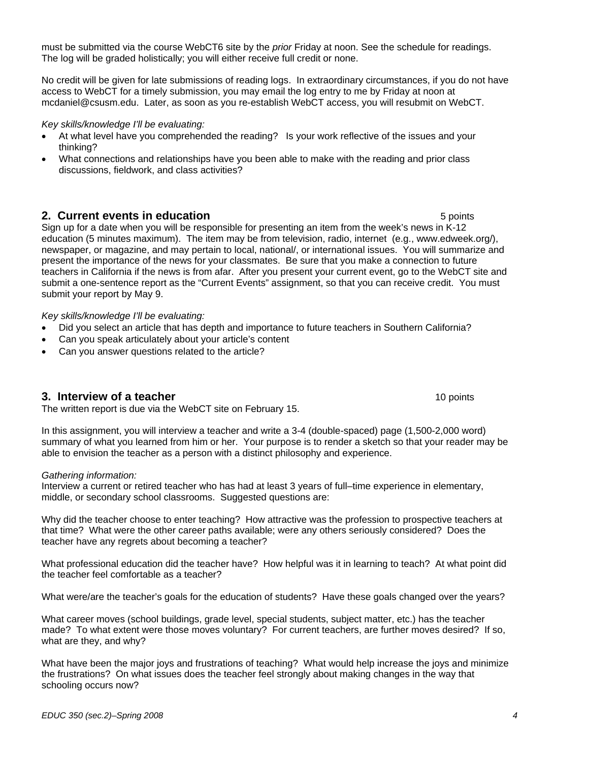must be submitted via the course WebCT6 site by the *prior* Friday at noon. See the schedule for readings. The log will be graded holistically; you will either receive full credit or none.

No credit will be given for late submissions of reading logs. In extraordinary circumstances, if you do not have access to WebCT for a timely submission, you may email the log entry to me by Friday at noon at mcdaniel@csusm.edu. Later, as soon as you re-establish WebCT access, you will resubmit on WebCT.

*Key skills/knowledge I'll be evaluating:*

- At what level have you comprehended the reading? Is your work reflective of the issues and your thinking?
- What connections and relationships have you been able to make with the reading and prior class discussions, fieldwork, and class activities?

## 2. Current events in education — 5 points

Sign up for a date when you will be responsible for presenting an item from the week's news in K-12 education (5 minutes maximum). The item may be from television, radio, internet (e.g., www.edweek.org/), newspaper, or magazine, and may pertain to local, national/, or international issues. You will summarize and present the importance of the news for your classmates. Be sure that you make a connection to future teachers in California if the news is from afar. After you present your current event, go to the WebCT site and submit a one-sentence report as the "Current Events" assignment, so that you can receive credit. You must submit your report by May 9.

*Key skills/knowledge I'll be evaluating:*

- Did you select an article that has depth and importance to future teachers in Southern California?
- Can you speak articulately about your article's content
- Can you answer questions related to the article?

## 3. Interview of a teacher — 10 points

The written report is due via the WebCT site on February 15.

In this assignment, you will interview a teacher and write a 3-4 (double-spaced) page (1,500-2,000 word) summary of what you learned from him or her. Your purpose is to render a sketch so that your reader may be able to envision the teacher as a person with a distinct philosophy and experience.

*Gathering information:*

Interview a current or retired teacher who has had at least 3 years of full–time experience in elementary, middle, or secondary school classrooms. Suggested questions are:

Why did the teacher choose to enter teaching? How attractive was the profession to prospective teachers at that time? What were the other career paths available; were any others seriously considered? Does the teacher have any regrets about becoming a teacher?

What professional education did the teacher have? How helpful was it in learning to teach? At what point did the teacher feel comfortable as a teacher?

What were/are the teacher's goals for the education of students? Have these goals changed over the years?

What career moves (school buildings, grade level, special students, subject matter, etc.) has the teacher made? To what extent were those moves voluntary? For current teachers, are further moves desired? If so, what are they, and why?

What have been the major joys and frustrations of teaching? What would help increase the joys and minimize the frustrations? On what issues does the teacher feel strongly about making changes in the way that schooling occurs now?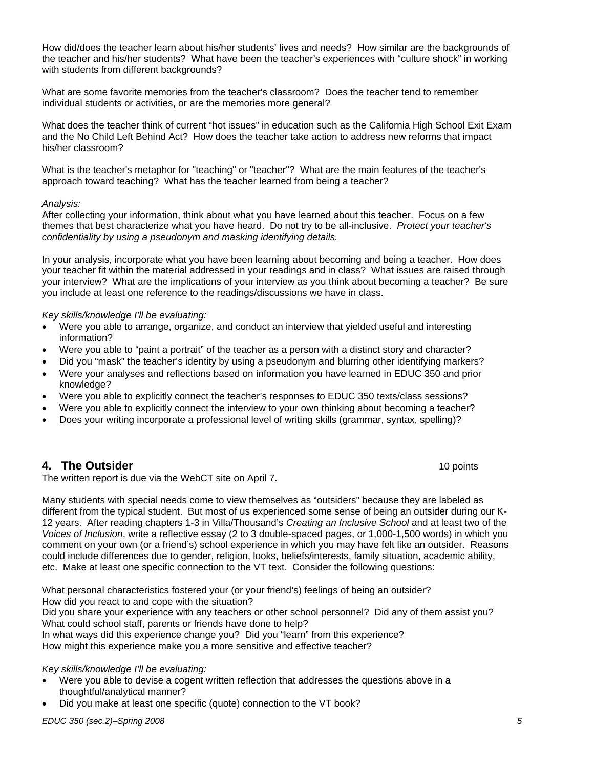How did/does the teacher learn about his/her students' lives and needs? How similar are the backgrounds of the teacher and his/her students? What have been the teacher's experiences with "culture shock" in working with students from different backgrounds?

What are some favorite memories from the teacher's classroom? Does the teacher tend to remember individual students or activities, or are the memories more general?

What does the teacher think of current "hot issues" in education such as the California High School Exit Exam and the No Child Left Behind Act? How does the teacher take action to address new reforms that impact his/her classroom?

What is the teacher's metaphor for "teaching" or "teacher"? What are the main features of the teacher's approach toward teaching? What has the teacher learned from being a teacher?

*Analysis:*
After collecting your information, think about what you have learned about this teacher. Focus on a few themes that best characterize what you have heard. Do not try to be all-inclusive. *Protect your teacher's confidentiality by using a pseudonym and masking identifying details.*

In your analysis, incorporate what you have been learning about becoming and being a teacher. How does your teacher fit within the material addressed in your readings and in class? What issues are raised through your interview? What are the implications of your interview as you think about becoming a teacher? Be sure you include at least one reference to the readings/discussions we have in class.

*Key skills/knowledge I'll be evaluating:*

- Were you able to arrange, organize, and conduct an interview that yielded useful and interesting information?
- Were you able to "paint a portrait" of the teacher as a person with a distinct story and character?
- Did you "mask" the teacher's identity by using a pseudonym and blurring other identifying markers?
- Were your analyses and reflections based on information you have learned in EDUC 350 and prior knowledge?
- Were you able to explicitly connect the teacher's responses to EDUC 350 texts/class sessions?
- Were you able to explicitly connect the interview to your own thinking about becoming a teacher?
- Does your writing incorporate a professional level of writing skills (grammar, syntax, spelling)?

## 4. The Outsider

10 points

The written report is due via the WebCT site on April 7.

Many students with special needs come to view themselves as "outsiders" because they are labeled as different from the typical student. But most of us experienced some sense of being an outsider during our K-12 years. After reading chapters 1-3 in Villa/Thousand's *Creating an Inclusive School* and at least two of the *Voices of Inclusion*, write a reflective essay (2 to 3 double-spaced pages, or 1,000-1,500 words) in which you comment on your own (or a friend's) school experience in which you may have felt like an outsider. Reasons could include differences due to gender, religion, looks, beliefs/interests, family situation, academic ability, etc. Make at least one specific connection to the VT text. Consider the following questions:

What personal characteristics fostered your (or your friend's) feelings of being an outsider?
How did you react to and cope with the situation?
Did you share your experience with any teachers or other school personnel? Did any of them assist you?
What could school staff, parents or friends have done to help?
In what ways did this experience change you? Did you "learn" from this experience?
How might this experience make you a more sensitive and effective teacher?

*Key skills/knowledge I'll be evaluating:*

- Were you able to devise a cogent written reflection that addresses the questions above in a thoughtful/analytical manner?
- Did you make at least one specific (quote) connection to the VT book?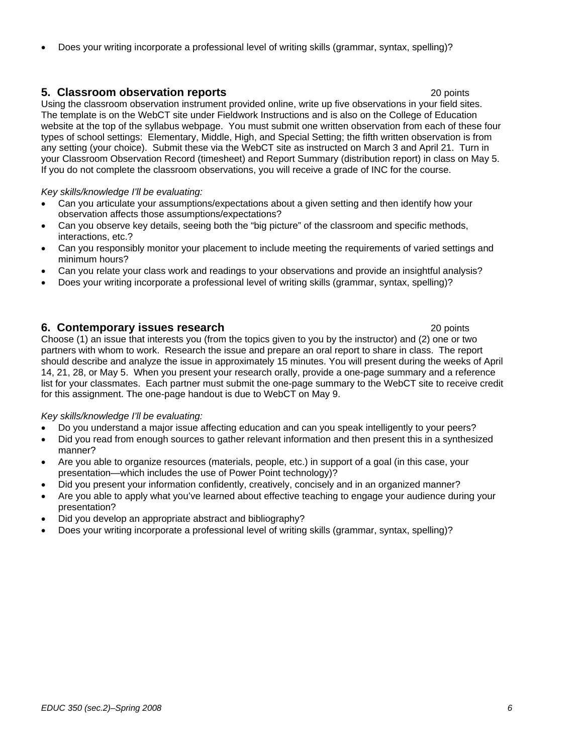- Does your writing incorporate a professional level of writing skills (grammar, syntax, spelling)?

### 5. Classroom observation reports 20 points

Using the classroom observation instrument provided online, write up five observations in your field sites. The template is on the WebCT site under Fieldwork Instructions and is also on the College of Education website at the top of the syllabus webpage. You must submit one written observation from each of these four types of school settings: Elementary, Middle, High, and Special Setting; the fifth written observation is from any setting (your choice). Submit these via the WebCT site as instructed on March 3 and April 21. Turn in your Classroom Observation Record (timesheet) and Report Summary (distribution report) in class on May 5. If you do not complete the classroom observations, you will receive a grade of INC for the course.

*Key skills/knowledge I'll be evaluating:*

- Can you articulate your assumptions/expectations about a given setting and then identify how your observation affects those assumptions/expectations?
- Can you observe key details, seeing both the "big picture" of the classroom and specific methods, interactions, etc.?
- Can you responsibly monitor your placement to include meeting the requirements of varied settings and minimum hours?
- Can you relate your class work and readings to your observations and provide an insightful analysis?
- Does your writing incorporate a professional level of writing skills (grammar, syntax, spelling)?

### 6. Contemporary issues research 20 points

Choose (1) an issue that interests you (from the topics given to you by the instructor) and (2) one or two partners with whom to work. Research the issue and prepare an oral report to share in class. The report should describe and analyze the issue in approximately 15 minutes. You will present during the weeks of April 14, 21, 28, or May 5. When you present your research orally, provide a one-page summary and a reference list for your classmates. Each partner must submit the one-page summary to the WebCT site to receive credit for this assignment. The one-page handout is due to WebCT on May 9.

*Key skills/knowledge I'll be evaluating:*

- Do you understand a major issue affecting education and can you speak intelligently to your peers?
- Did you read from enough sources to gather relevant information and then present this in a synthesized manner?
- Are you able to organize resources (materials, people, etc.) in support of a goal (in this case, your presentation—which includes the use of Power Point technology)?
- Did you present your information confidently, creatively, concisely and in an organized manner?
- Are you able to apply what you've learned about effective teaching to engage your audience during your presentation?
- Did you develop an appropriate abstract and bibliography?
- Does your writing incorporate a professional level of writing skills (grammar, syntax, spelling)?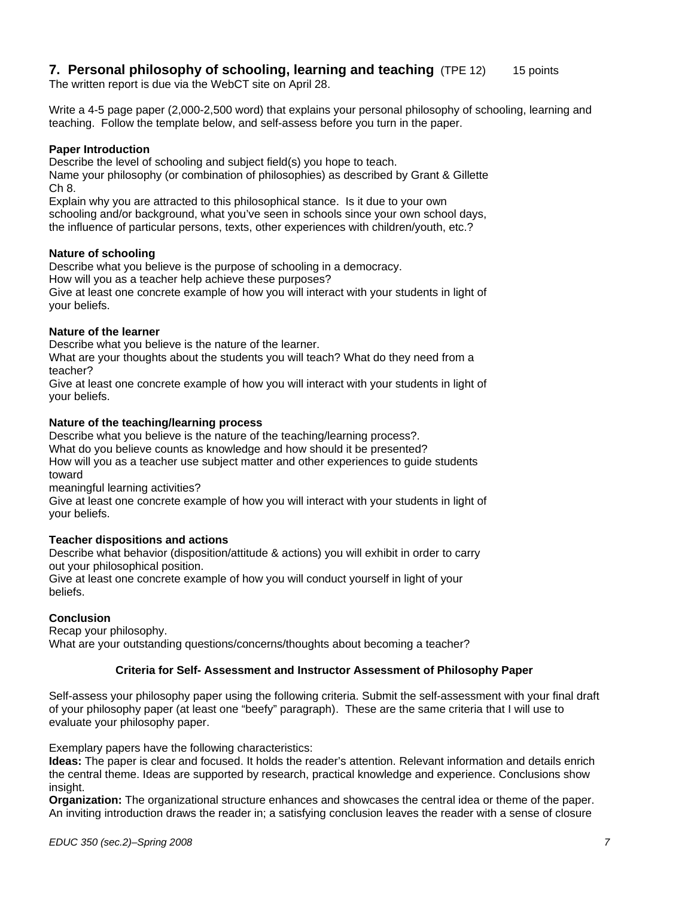## 7. Personal philosophy of schooling, learning and teaching (TPE 12) 15 points

The written report is due via the WebCT site on April 28.

Write a 4-5 page paper (2,000-2,500 word) that explains your personal philosophy of schooling, learning and teaching. Follow the template below, and self-assess before you turn in the paper.

**Paper Introduction**

Describe the level of schooling and subject field(s) you hope to teach.
Name your philosophy (or combination of philosophies) as described by Grant & Gillette Ch 8.
Explain why you are attracted to this philosophical stance. Is it due to your own schooling and/or background, what you've seen in schools since your own school days, the influence of particular persons, texts, other experiences with children/youth, etc.?

**Nature of schooling**

Describe what you believe is the purpose of schooling in a democracy.
How will you as a teacher help achieve these purposes?
Give at least one concrete example of how you will interact with your students in light of your beliefs.

**Nature of the learner**

Describe what you believe is the nature of the learner.
What are your thoughts about the students you will teach? What do they need from a teacher?
Give at least one concrete example of how you will interact with your students in light of your beliefs.

**Nature of the teaching/learning process**

Describe what you believe is the nature of the teaching/learning process?.
What do you believe counts as knowledge and how should it be presented?
How will you as a teacher use subject matter and other experiences to guide students toward
meaningful learning activities?
Give at least one concrete example of how you will interact with your students in light of your beliefs.

**Teacher dispositions and actions**

Describe what behavior (disposition/attitude & actions) you will exhibit in order to carry out your philosophical position.
Give at least one concrete example of how you will conduct yourself in light of your beliefs.

**Conclusion**

Recap your philosophy.
What are your outstanding questions/concerns/thoughts about becoming a teacher?

### Criteria for Self- Assessment and Instructor Assessment of Philosophy Paper

Self-assess your philosophy paper using the following criteria. Submit the self-assessment with your final draft of your philosophy paper (at least one "beefy" paragraph). These are the same criteria that I will use to evaluate your philosophy paper.

Exemplary papers have the following characteristics:

**Ideas:** The paper is clear and focused. It holds the reader's attention. Relevant information and details enrich the central theme. Ideas are supported by research, practical knowledge and experience. Conclusions show insight.

**Organization:** The organizational structure enhances and showcases the central idea or theme of the paper. An inviting introduction draws the reader in; a satisfying conclusion leaves the reader with a sense of closure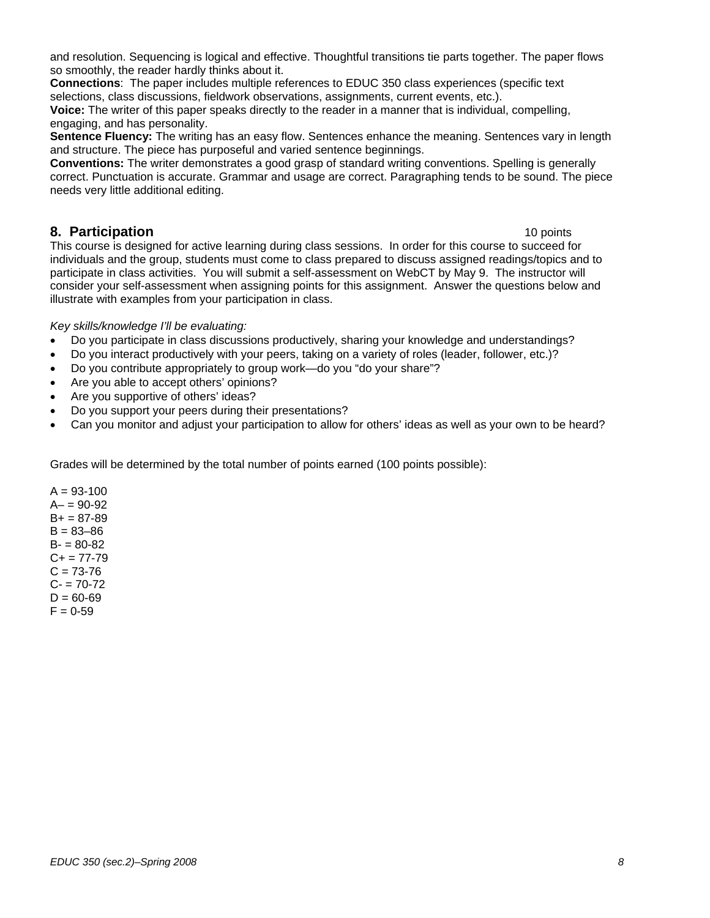and resolution. Sequencing is logical and effective. Thoughtful transitions tie parts together. The paper flows so smoothly, the reader hardly thinks about it.

**Connections**: The paper includes multiple references to EDUC 350 class experiences (specific text selections, class discussions, fieldwork observations, assignments, current events, etc.).

**Voice:** The writer of this paper speaks directly to the reader in a manner that is individual, compelling, engaging, and has personality.

**Sentence Fluency:** The writing has an easy flow. Sentences enhance the meaning. Sentences vary in length and structure. The piece has purposeful and varied sentence beginnings.

**Conventions:** The writer demonstrates a good grasp of standard writing conventions. Spelling is generally correct. Punctuation is accurate. Grammar and usage are correct. Paragraphing tends to be sound. The piece needs very little additional editing.

## 8. Participation 10 points

This course is designed for active learning during class sessions. In order for this course to succeed for individuals and the group, students must come to class prepared to discuss assigned readings/topics and to participate in class activities. You will submit a self-assessment on WebCT by May 9. The instructor will consider your self-assessment when assigning points for this assignment. Answer the questions below and illustrate with examples from your participation in class.

*Key skills/knowledge I'll be evaluating:*

- Do you participate in class discussions productively, sharing your knowledge and understandings?
- Do you interact productively with your peers, taking on a variety of roles (leader, follower, etc.)?
- Do you contribute appropriately to group work—do you "do your share"?
- Are you able to accept others' opinions?
- Are you supportive of others' ideas?
- Do you support your peers during their presentations?
- Can you monitor and adjust your participation to allow for others' ideas as well as your own to be heard?

Grades will be determined by the total number of points earned (100 points possible):

A = 93-100
A– = 90-92
B+ = 87-89
B = 83–86
B- = 80-82
C+ = 77-79
C = 73-76
C- = 70-72
D = 60-69
F = 0-59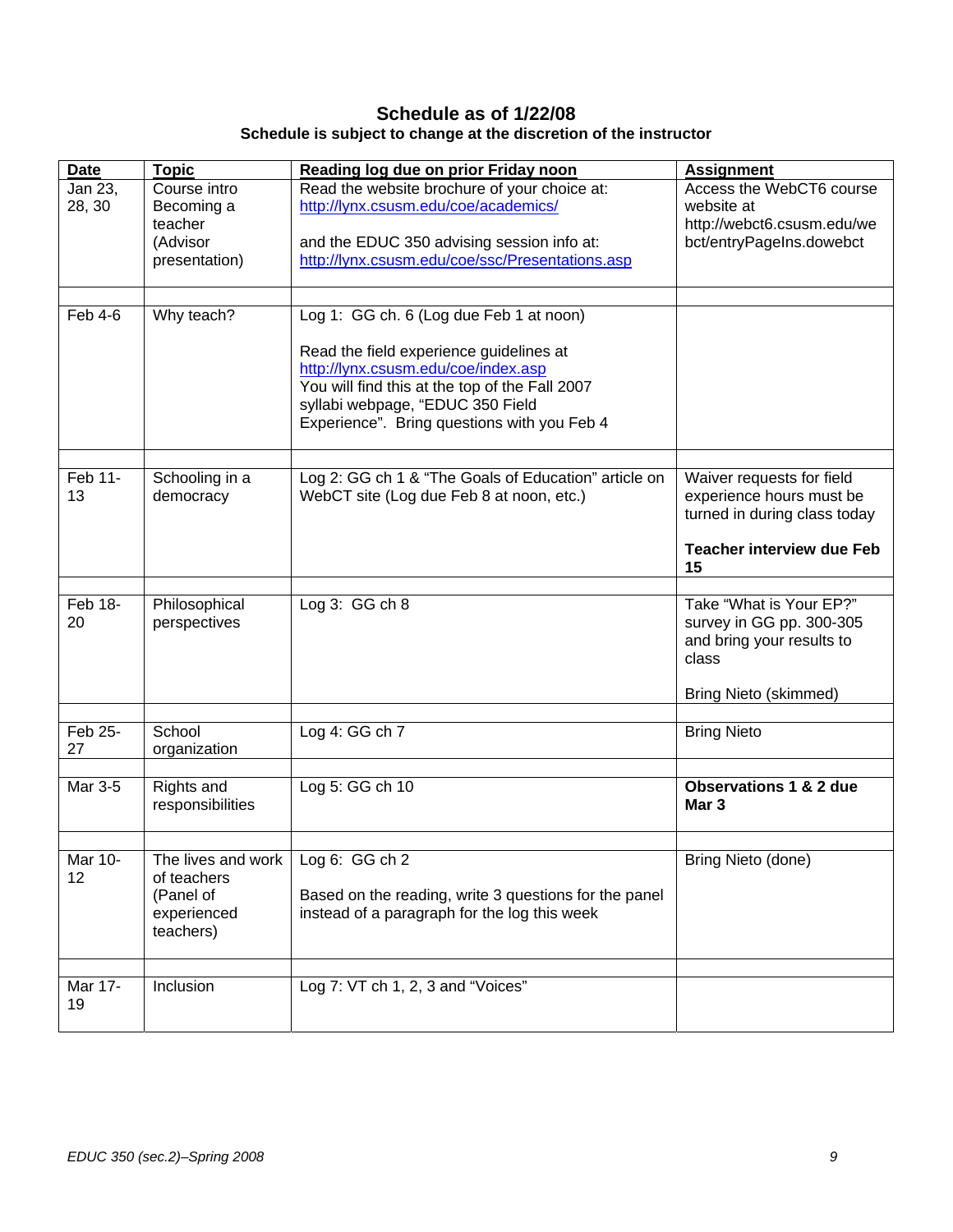## Schedule as of 1/22/08

### Schedule is subject to change at the discretion of the instructor

| Date | Topic | Reading log due on prior Friday noon | Assignment |
|---|---|---|---|
| Jan 23, 28, 30 | Course intro Becoming a teacher (Advisor presentation) | Read the website brochure of your choice at: http://lynx.csusm.edu/coe/academics/ <br><br> and the EDUC 350 advising session info at: http://lynx.csusm.edu/coe/ssc/Presentations.asp | Access the WebCT6 course website at http://webct6.csusm.edu/webct/entryPageIns.dowebct |
| | | | |
| Feb 4-6 | Why teach? | Log 1: GG ch. 6 (Log due Feb 1 at noon) <br><br> Read the field experience guidelines at http://lynx.csusm.edu/coe/index.asp You will find this at the top of the Fall 2007 syllabi webpage, "EDUC 350 Field Experience". Bring questions with you Feb 4 | |
| | | | |
| Feb 11-13 | Schooling in a democracy | Log 2: GG ch 1 & "The Goals of Education" article on WebCT site (Log due Feb 8 at noon, etc.) | Waiver requests for field experience hours must be turned in during class today <br><br> **Teacher interview due Feb 15** |
| | | | |
| Feb 18-20 | Philosophical perspectives | Log 3: GG ch 8 | Take "What is Your EP?" survey in GG pp. 300-305 and bring your results to class <br><br> Bring Nieto (skimmed) |
| | | | |
| Feb 25-27 | School organization | Log 4: GG ch 7 | Bring Nieto |
| | | | |
| Mar 3-5 | Rights and responsibilities | Log 5: GG ch 10 | **Observations 1 & 2 due Mar 3** |
| | | | |
| Mar 10-12 | The lives and work of teachers (Panel of experienced teachers) | Log 6: GG ch 2 <br><br> Based on the reading, write 3 questions for the panel instead of a paragraph for the log this week | Bring Nieto (done) |
| | | | |
| Mar 17-19 | Inclusion | Log 7: VT ch 1, 2, 3 and "Voices" | |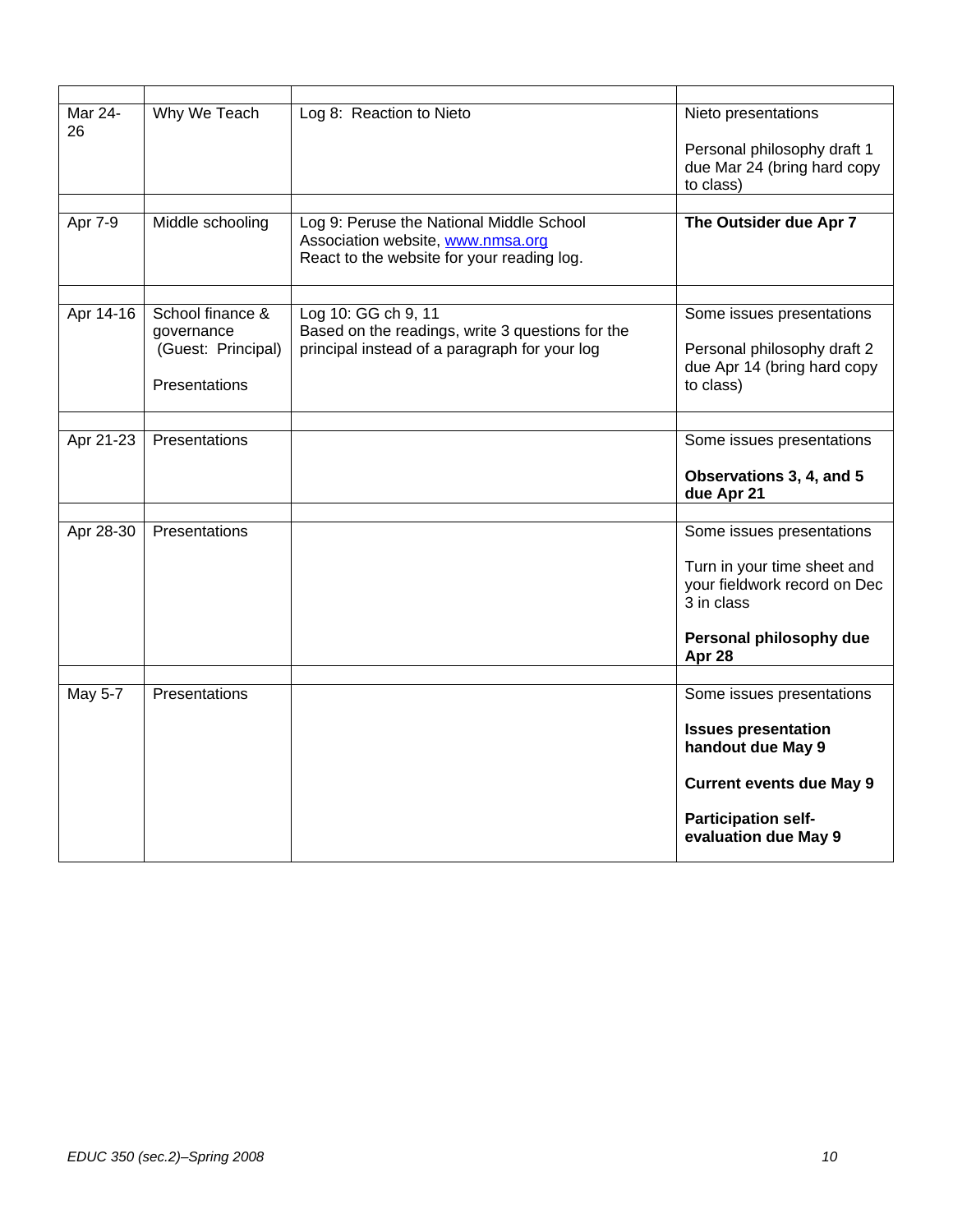| | | | |
|---|---|---|---|
| Mar 24-26 | Why We Teach | Log 8: Reaction to Nieto | Nieto presentations<br><br>Personal philosophy draft 1 due Mar 24 (bring hard copy to class) |
| | | | |
| Apr 7-9 | Middle schooling | Log 9: Peruse the National Middle School Association website, www.nmsa.org<br>React to the website for your reading log. | **The Outsider due Apr 7** |
| | | | |
| Apr 14-16 | School finance & governance<br>(Guest: Principal)<br><br>Presentations | Log 10: GG ch 9, 11<br>Based on the readings, write 3 questions for the principal instead of a paragraph for your log | Some issues presentations<br><br>Personal philosophy draft 2 due Apr 14 (bring hard copy to class) |
| | | | |
| Apr 21-23 | Presentations | | Some issues presentations<br><br>**Observations 3, 4, and 5 due Apr 21** |
| | | | |
| Apr 28-30 | Presentations | | Some issues presentations<br><br>Turn in your time sheet and your fieldwork record on Dec 3 in class<br><br>**Personal philosophy due Apr 28** |
| | | | |
| May 5-7 | Presentations | | Some issues presentations<br><br>**Issues presentation handout due May 9**<br><br>**Current events due May 9**<br><br>**Participation self-evaluation due May 9** |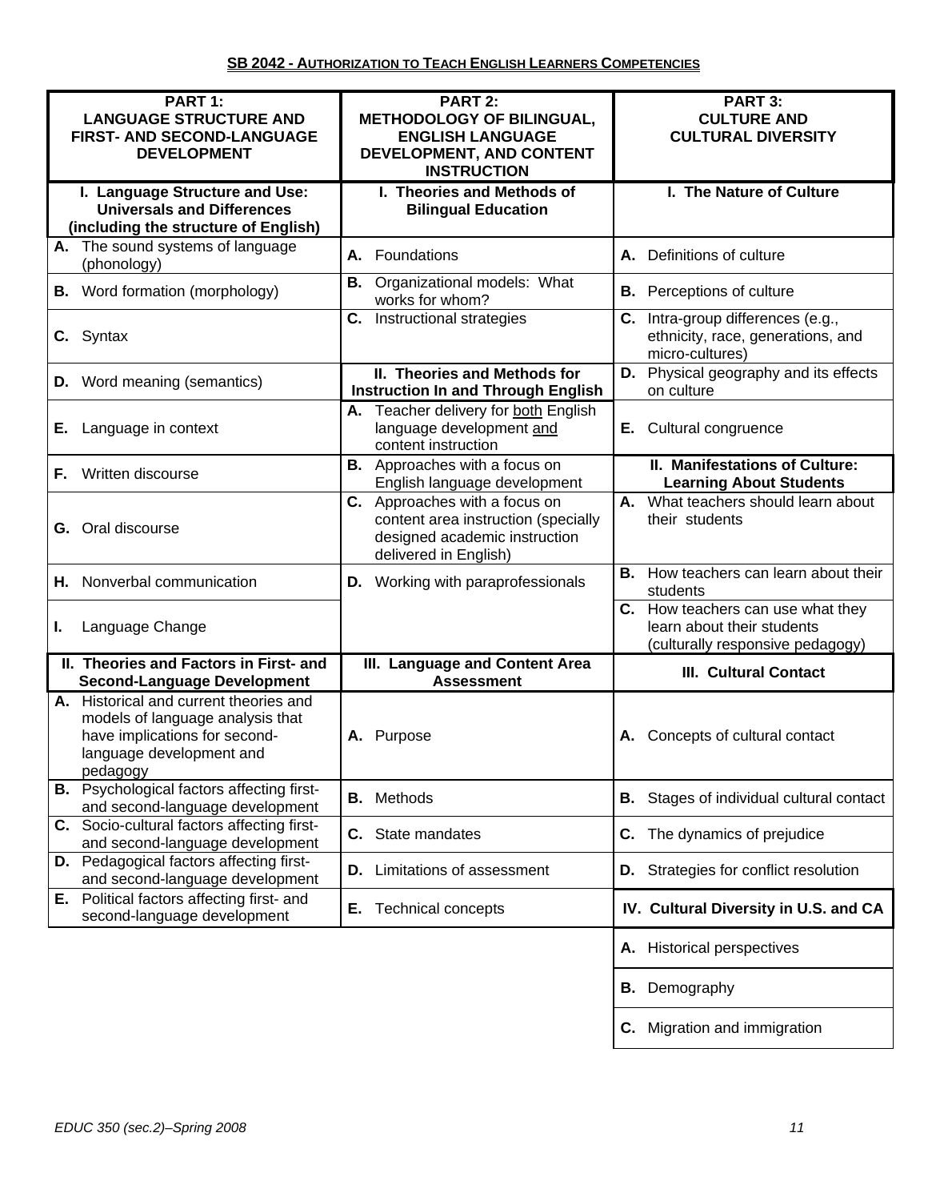## SB 2042 - AUTHORIZATION TO TEACH ENGLISH LEARNERS COMPETENCIES

| PART 1: LANGUAGE STRUCTURE AND FIRST- AND SECOND-LANGUAGE DEVELOPMENT | PART 2: METHODOLOGY OF BILINGUAL, ENGLISH LANGUAGE DEVELOPMENT, AND CONTENT INSTRUCTION | PART 3: CULTURE AND CULTURAL DIVERSITY |
|---|---|---|
| **I. Language Structure and Use: Universals and Differences (including the structure of English)** | **I. Theories and Methods of Bilingual Education** | **I. The Nature of Culture** |
| **A.** The sound systems of language (phonology) | **A.** Foundations | **A.** Definitions of culture |
| **B.** Word formation (morphology) | **B.** Organizational models: What works for whom? | **B.** Perceptions of culture |
| **C.** Syntax | **C.** Instructional strategies | **C.** Intra-group differences (e.g., ethnicity, race, generations, and micro-cultures) |
| **D.** Word meaning (semantics) | **II. Theories and Methods for Instruction In and Through English** | **D.** Physical geography and its effects on culture |
| **E.** Language in context | **A.** Teacher delivery for both English language development and content instruction | **E.** Cultural congruence |
| **F.** Written discourse | **B.** Approaches with a focus on English language development | **II. Manifestations of Culture: Learning About Students** |
| **G.** Oral discourse | **C.** Approaches with a focus on content area instruction (specially designed academic instruction delivered in English) | **A.** What teachers should learn about their students |
| **H.** Nonverbal communication | **D.** Working with paraprofessionals | **B.** How teachers can learn about their students |
| **I.** Language Change | | **C.** How teachers can use what they learn about their students (culturally responsive pedagogy) |
| **II. Theories and Factors in First- and Second-Language Development** | **III. Language and Content Area Assessment** | **III. Cultural Contact** |
| **A.** Historical and current theories and models of language analysis that have implications for second-language development and pedagogy | **A.** Purpose | **A.** Concepts of cultural contact |
| **B.** Psychological factors affecting first- and second-language development | **B.** Methods | **B.** Stages of individual cultural contact |
| **C.** Socio-cultural factors affecting first- and second-language development | **C.** State mandates | **C.** The dynamics of prejudice |
| **D.** Pedagogical factors affecting first- and second-language development | **D.** Limitations of assessment | **D.** Strategies for conflict resolution |
| **E.** Political factors affecting first- and second-language development | **E.** Technical concepts | **IV. Cultural Diversity in U.S. and CA** |
| | | **A.** Historical perspectives |
| | | **B.** Demography |
| | | **C.** Migration and immigration |